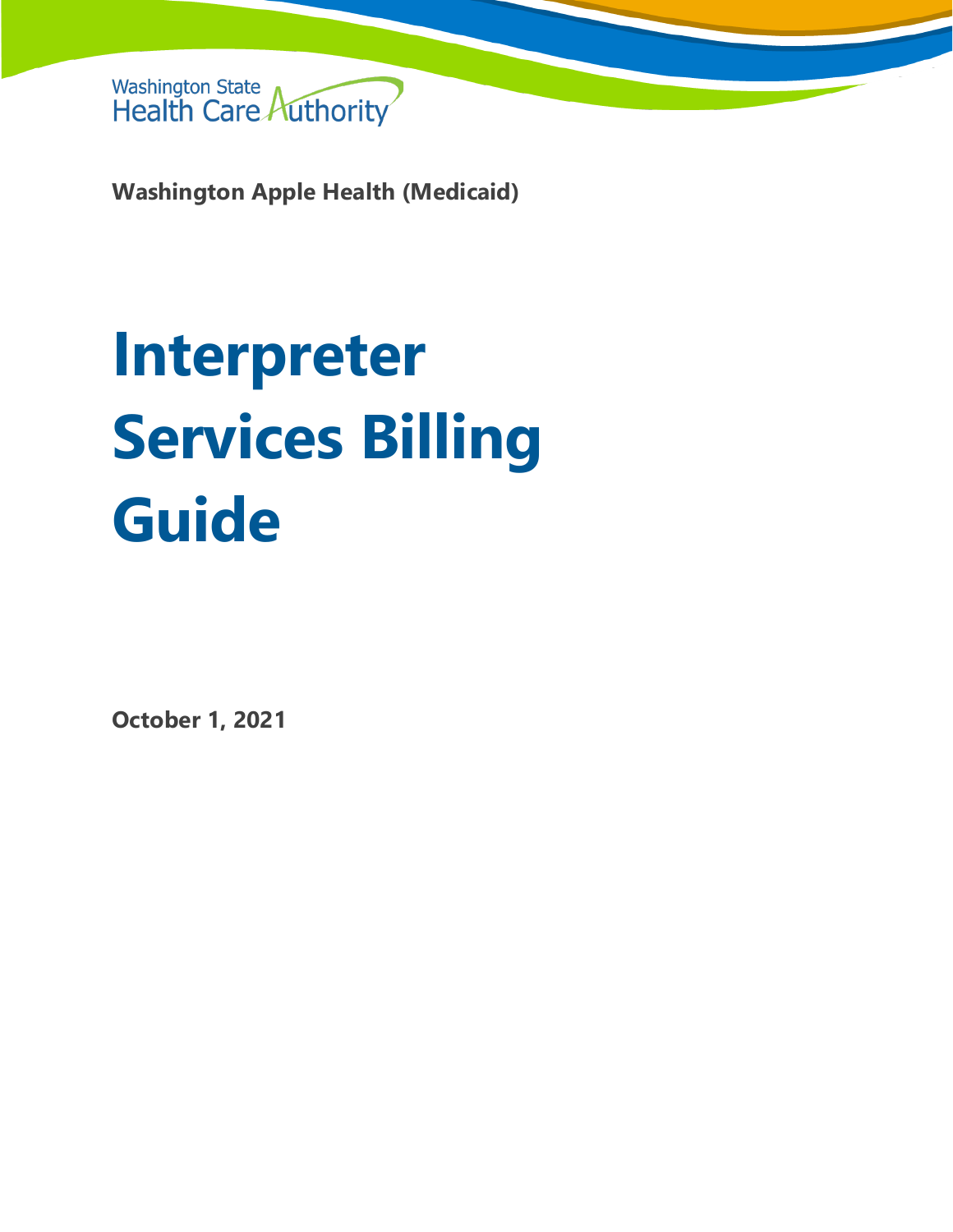Washington State Health Care Authority

**Washington Apple Health (Medicaid)**

# Interpreter Services Billing Guide

**October 1, 2021**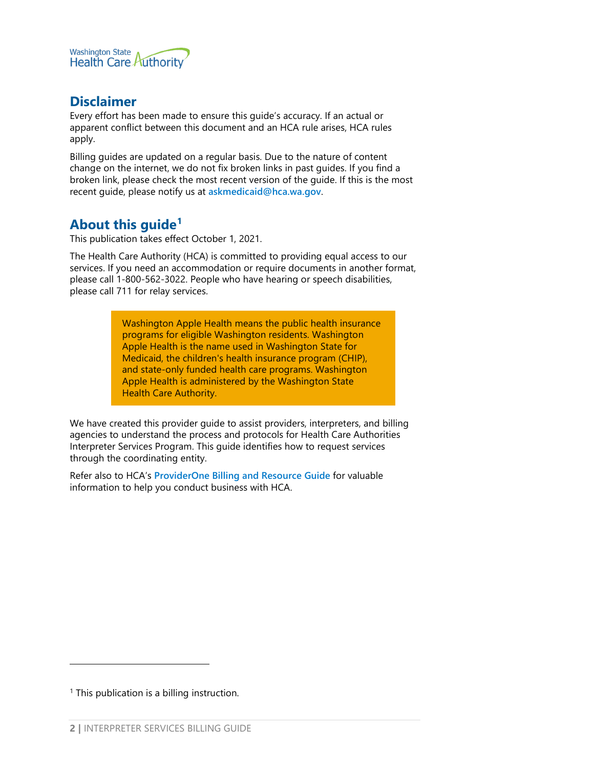## Disclaimer

Every effort has been made to ensure this guide's accuracy. If an actual or apparent conflict between this document and an HCA rule arises, HCA rules apply.

Billing guides are updated on a regular basis. Due to the nature of content change on the internet, we do not fix broken links in past guides. If you find a broken link, please check the most recent version of the guide. If this is the most recent guide, please notify us at **askmedicaid@hca.wa.gov**.

## About this guide[1]

This publication takes effect October 1, 2021.

The Health Care Authority (HCA) is committed to providing equal access to our services. If you need an accommodation or require documents in another format, please call 1-800-562-3022. People who have hearing or speech disabilities, please call 711 for relay services.

> Washington Apple Health means the public health insurance programs for eligible Washington residents. Washington Apple Health is the name used in Washington State for Medicaid, the children's health insurance program (CHIP), and state-only funded health care programs. Washington Apple Health is administered by the Washington State Health Care Authority.

We have created this provider guide to assist providers, interpreters, and billing agencies to understand the process and protocols for Health Care Authorities Interpreter Services Program. This guide identifies how to request services through the coordinating entity.

Refer also to HCA's **ProviderOne Billing and Resource Guide** for valuable information to help you conduct business with HCA.

---

[1] This publication is a billing instruction.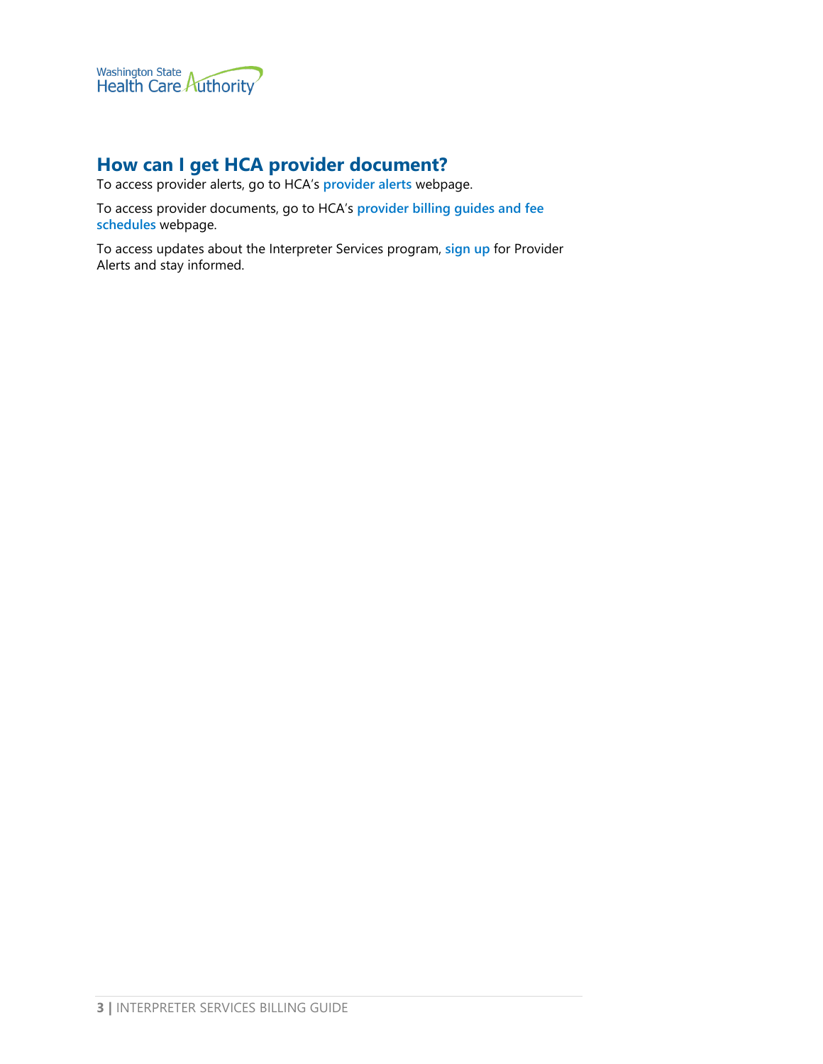## How can I get HCA provider document?

To access provider alerts, go to HCA's **provider alerts** webpage.

To access provider documents, go to HCA's **provider billing guides and fee schedules** webpage.

To access updates about the Interpreter Services program, **sign up** for Provider Alerts and stay informed.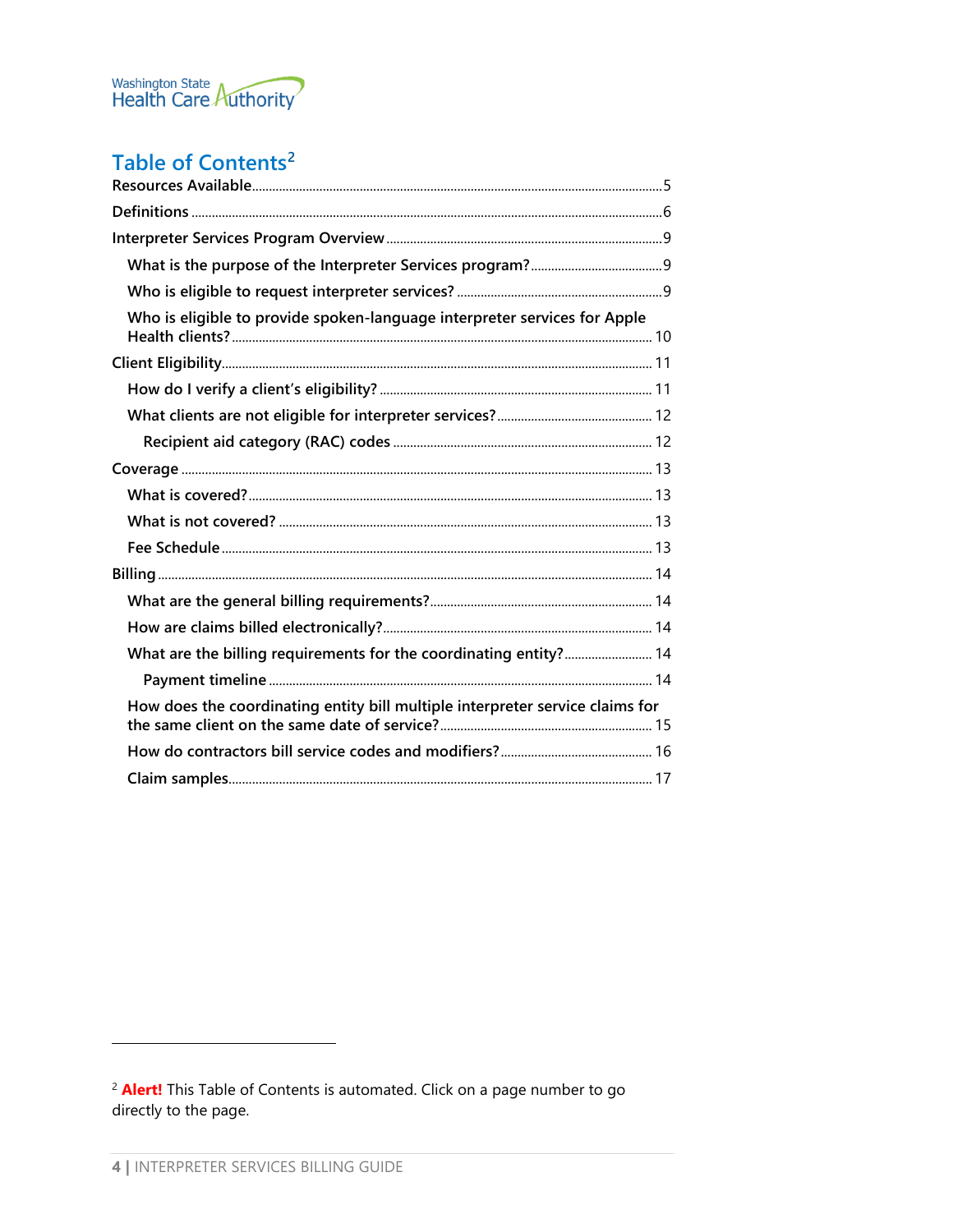# Table of Contents[2]

Resources Available ..... 5

Definitions ..... 6

Interpreter Services Program Overview ..... 9

- What is the purpose of the Interpreter Services program? ..... 9
- Who is eligible to request interpreter services? ..... 9
- Who is eligible to provide spoken-language interpreter services for Apple Health clients? ..... 10

Client Eligibility ..... 11

- How do I verify a client's eligibility? ..... 11
- What clients are not eligible for interpreter services? ..... 12
  - Recipient aid category (RAC) codes ..... 12

Coverage ..... 13

- What is covered? ..... 13
- What is not covered? ..... 13
- Fee Schedule ..... 13

Billing ..... 14

- What are the general billing requirements? ..... 14
- How are claims billed electronically? ..... 14
- What are the billing requirements for the coordinating entity? ..... 14
  - Payment timeline ..... 14
- How does the coordinating entity bill multiple interpreter service claims for the same client on the same date of service? ..... 15
- How do contractors bill service codes and modifiers? ..... 16
- Claim samples ..... 17

---

[2] **Alert!** This Table of Contents is automated. Click on a page number to go directly to the page.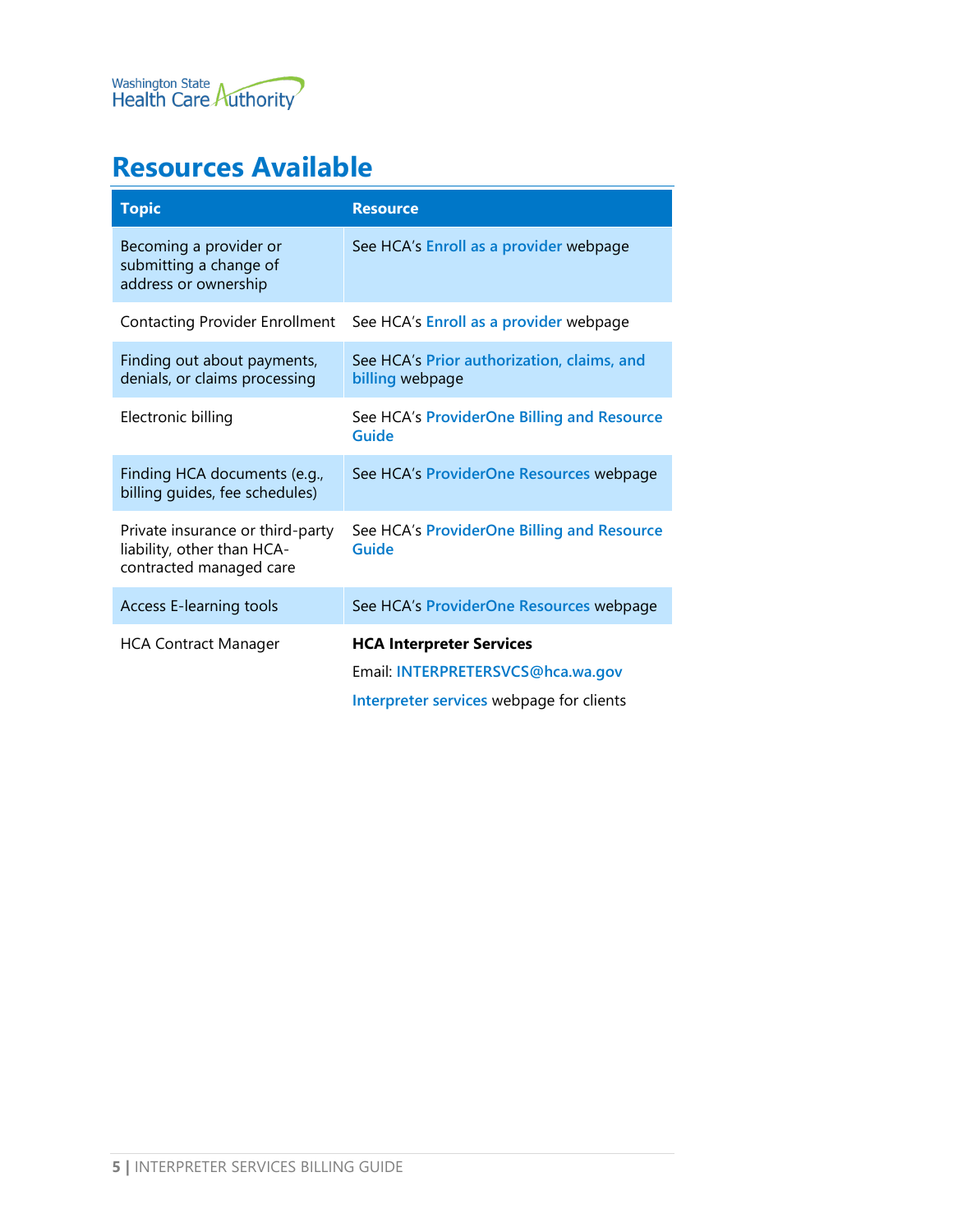# Resources Available

| Topic | Resource |
|---|---|
| Becoming a provider or submitting a change of address or ownership | See HCA's Enroll as a provider webpage |
| Contacting Provider Enrollment | See HCA's Enroll as a provider webpage |
| Finding out about payments, denials, or claims processing | See HCA's Prior authorization, claims, and billing webpage |
| Electronic billing | See HCA's ProviderOne Billing and Resource Guide |
| Finding HCA documents (e.g., billing guides, fee schedules) | See HCA's ProviderOne Resources webpage |
| Private insurance or third-party liability, other than HCA-contracted managed care | See HCA's ProviderOne Billing and Resource Guide |
| Access E-learning tools | See HCA's ProviderOne Resources webpage |
| HCA Contract Manager | **HCA Interpreter Services**<br>Email: INTERPRETERSVCS@hca.wa.gov<br>Interpreter services webpage for clients |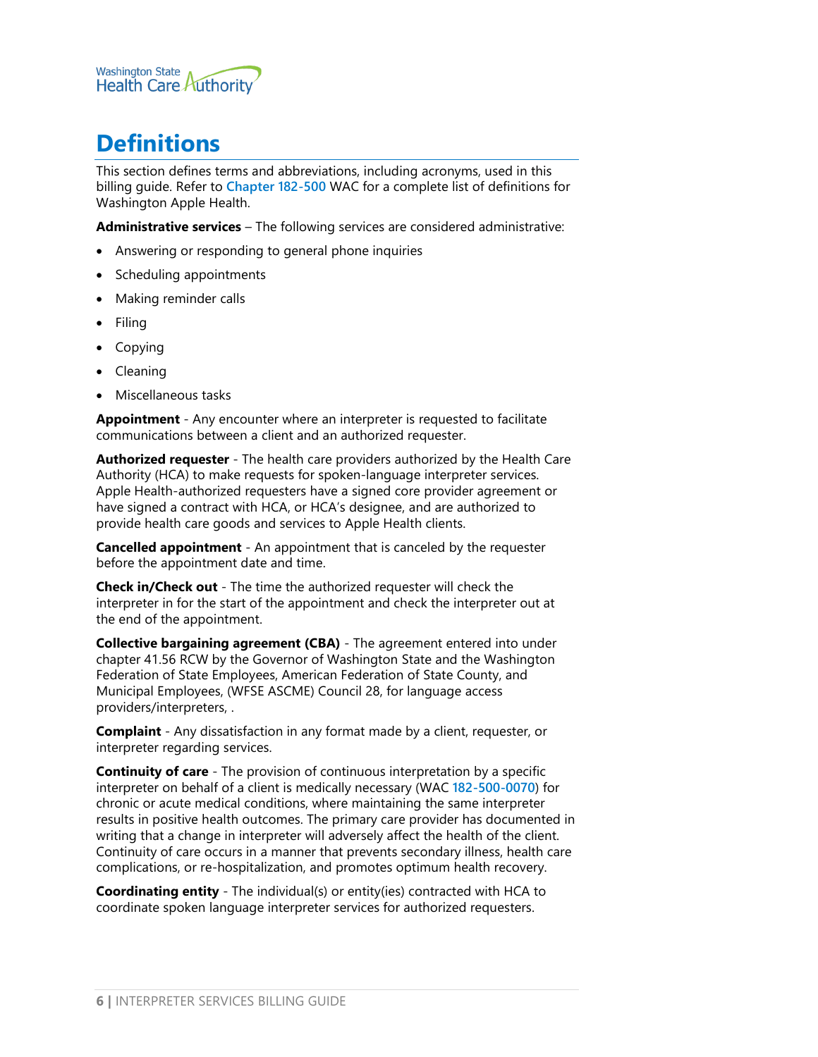# Definitions

This section defines terms and abbreviations, including acronyms, used in this billing guide. Refer to Chapter 182-500 WAC for a complete list of definitions for Washington Apple Health.

**Administrative services** – The following services are considered administrative:

- Answering or responding to general phone inquiries
- Scheduling appointments
- Making reminder calls
- Filing
- Copying
- Cleaning
- Miscellaneous tasks

**Appointment** - Any encounter where an interpreter is requested to facilitate communications between a client and an authorized requester.

**Authorized requester** - The health care providers authorized by the Health Care Authority (HCA) to make requests for spoken-language interpreter services. Apple Health-authorized requesters have a signed core provider agreement or have signed a contract with HCA, or HCA's designee, and are authorized to provide health care goods and services to Apple Health clients.

**Cancelled appointment** - An appointment that is canceled by the requester before the appointment date and time.

**Check in/Check out** - The time the authorized requester will check the interpreter in for the start of the appointment and check the interpreter out at the end of the appointment.

**Collective bargaining agreement (CBA)** - The agreement entered into under chapter 41.56 RCW by the Governor of Washington State and the Washington Federation of State Employees, American Federation of State County, and Municipal Employees, (WFSE ASCME) Council 28, for language access providers/interpreters, .

**Complaint** - Any dissatisfaction in any format made by a client, requester, or interpreter regarding services.

**Continuity of care** - The provision of continuous interpretation by a specific interpreter on behalf of a client is medically necessary (WAC 182-500-0070) for chronic or acute medical conditions, where maintaining the same interpreter results in positive health outcomes. The primary care provider has documented in writing that a change in interpreter will adversely affect the health of the client. Continuity of care occurs in a manner that prevents secondary illness, health care complications, or re-hospitalization, and promotes optimum health recovery.

**Coordinating entity** - The individual(s) or entity(ies) contracted with HCA to coordinate spoken language interpreter services for authorized requesters.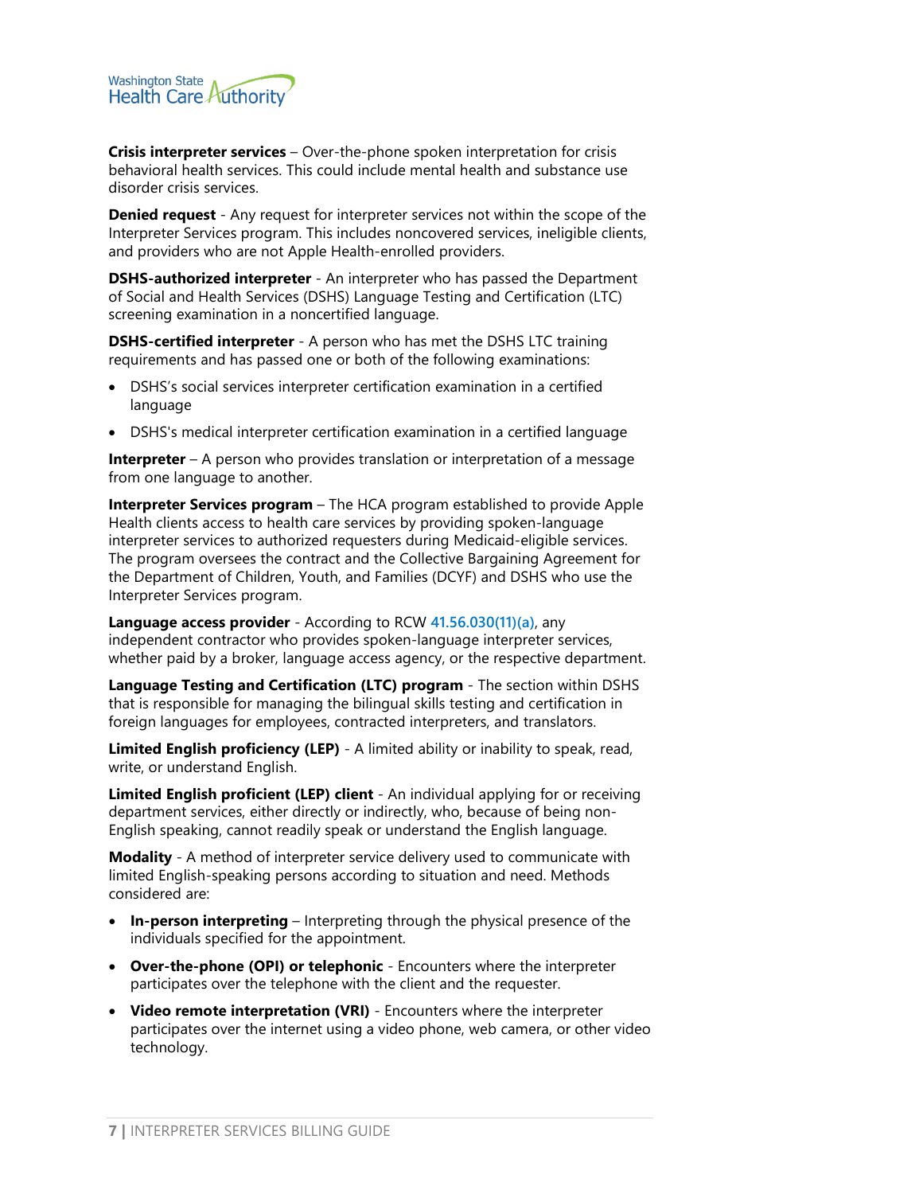**Crisis interpreter services** – Over-the-phone spoken interpretation for crisis behavioral health services. This could include mental health and substance use disorder crisis services.

**Denied request** - Any request for interpreter services not within the scope of the Interpreter Services program. This includes noncovered services, ineligible clients, and providers who are not Apple Health-enrolled providers.

**DSHS-authorized interpreter** - An interpreter who has passed the Department of Social and Health Services (DSHS) Language Testing and Certification (LTC) screening examination in a noncertified language.

**DSHS-certified interpreter** - A person who has met the DSHS LTC training requirements and has passed one or both of the following examinations:

- DSHS's social services interpreter certification examination in a certified language
- DSHS's medical interpreter certification examination in a certified language

**Interpreter** – A person who provides translation or interpretation of a message from one language to another.

**Interpreter Services program** – The HCA program established to provide Apple Health clients access to health care services by providing spoken-language interpreter services to authorized requesters during Medicaid-eligible services. The program oversees the contract and the Collective Bargaining Agreement for the Department of Children, Youth, and Families (DCYF) and DSHS who use the Interpreter Services program.

**Language access provider** - According to RCW 41.56.030(11)(a), any independent contractor who provides spoken-language interpreter services, whether paid by a broker, language access agency, or the respective department.

**Language Testing and Certification (LTC) program** - The section within DSHS that is responsible for managing the bilingual skills testing and certification in foreign languages for employees, contracted interpreters, and translators.

**Limited English proficiency (LEP)** - A limited ability or inability to speak, read, write, or understand English.

**Limited English proficient (LEP) client** - An individual applying for or receiving department services, either directly or indirectly, who, because of being non-English speaking, cannot readily speak or understand the English language.

**Modality** - A method of interpreter service delivery used to communicate with limited English-speaking persons according to situation and need. Methods considered are:

- **In-person interpreting** – Interpreting through the physical presence of the individuals specified for the appointment.
- **Over-the-phone (OPI) or telephonic** - Encounters where the interpreter participates over the telephone with the client and the requester.
- **Video remote interpretation (VRI)** - Encounters where the interpreter participates over the internet using a video phone, web camera, or other video technology.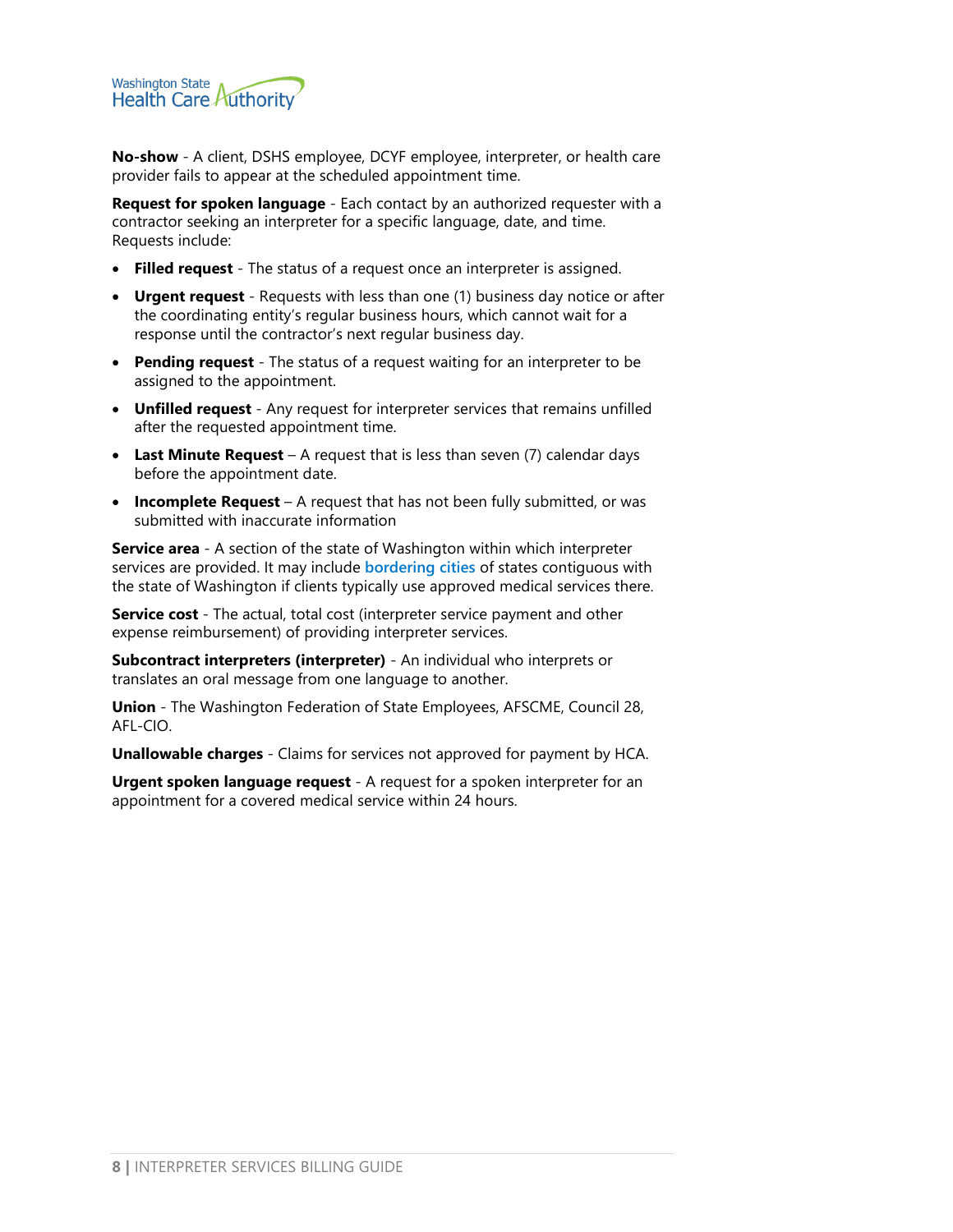**No-show** - A client, DSHS employee, DCYF employee, interpreter, or health care provider fails to appear at the scheduled appointment time.

**Request for spoken language** - Each contact by an authorized requester with a contractor seeking an interpreter for a specific language, date, and time. Requests include:

- **Filled request** - The status of a request once an interpreter is assigned.
- **Urgent request** - Requests with less than one (1) business day notice or after the coordinating entity's regular business hours, which cannot wait for a response until the contractor's next regular business day.
- **Pending request** - The status of a request waiting for an interpreter to be assigned to the appointment.
- **Unfilled request** - Any request for interpreter services that remains unfilled after the requested appointment time.
- **Last Minute Request** – A request that is less than seven (7) calendar days before the appointment date.
- **Incomplete Request** – A request that has not been fully submitted, or was submitted with inaccurate information

**Service area** - A section of the state of Washington within which interpreter services are provided. It may include bordering cities of states contiguous with the state of Washington if clients typically use approved medical services there.

**Service cost** - The actual, total cost (interpreter service payment and other expense reimbursement) of providing interpreter services.

**Subcontract interpreters (interpreter)** - An individual who interprets or translates an oral message from one language to another.

**Union** - The Washington Federation of State Employees, AFSCME, Council 28, AFL-CIO.

**Unallowable charges** - Claims for services not approved for payment by HCA.

**Urgent spoken language request** - A request for a spoken interpreter for an appointment for a covered medical service within 24 hours.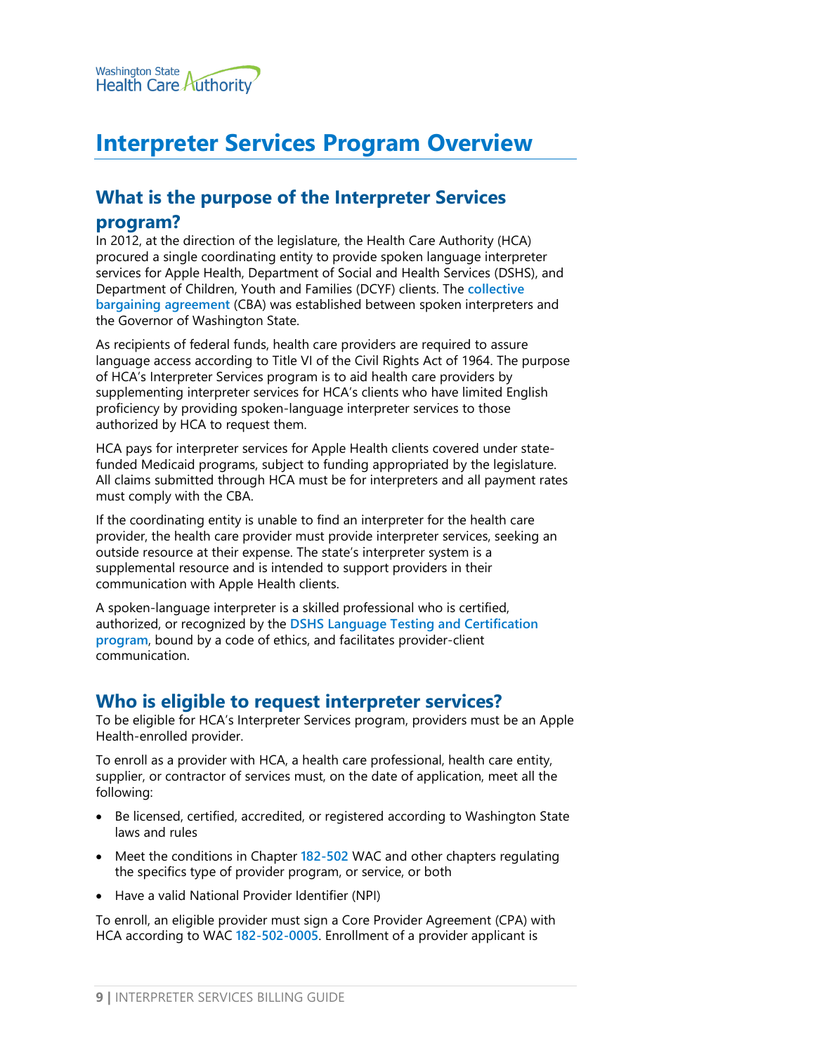# Interpreter Services Program Overview

## What is the purpose of the Interpreter Services program?

In 2012, at the direction of the legislature, the Health Care Authority (HCA) procured a single coordinating entity to provide spoken language interpreter services for Apple Health, Department of Social and Health Services (DSHS), and Department of Children, Youth and Families (DCYF) clients. The **collective bargaining agreement** (CBA) was established between spoken interpreters and the Governor of Washington State.

As recipients of federal funds, health care providers are required to assure language access according to Title VI of the Civil Rights Act of 1964. The purpose of HCA's Interpreter Services program is to aid health care providers by supplementing interpreter services for HCA's clients who have limited English proficiency by providing spoken-language interpreter services to those authorized by HCA to request them.

HCA pays for interpreter services for Apple Health clients covered under state-funded Medicaid programs, subject to funding appropriated by the legislature. All claims submitted through HCA must be for interpreters and all payment rates must comply with the CBA.

If the coordinating entity is unable to find an interpreter for the health care provider, the health care provider must provide interpreter services, seeking an outside resource at their expense. The state's interpreter system is a supplemental resource and is intended to support providers in their communication with Apple Health clients.

A spoken-language interpreter is a skilled professional who is certified, authorized, or recognized by the **DSHS Language Testing and Certification program**, bound by a code of ethics, and facilitates provider-client communication.

## Who is eligible to request interpreter services?

To be eligible for HCA's Interpreter Services program, providers must be an Apple Health-enrolled provider.

To enroll as a provider with HCA, a health care professional, health care entity, supplier, or contractor of services must, on the date of application, meet all the following:

- Be licensed, certified, accredited, or registered according to Washington State laws and rules
- Meet the conditions in Chapter **182-502** WAC and other chapters regulating the specifics type of provider program, or service, or both
- Have a valid National Provider Identifier (NPI)

To enroll, an eligible provider must sign a Core Provider Agreement (CPA) with HCA according to WAC **182-502-0005**. Enrollment of a provider applicant is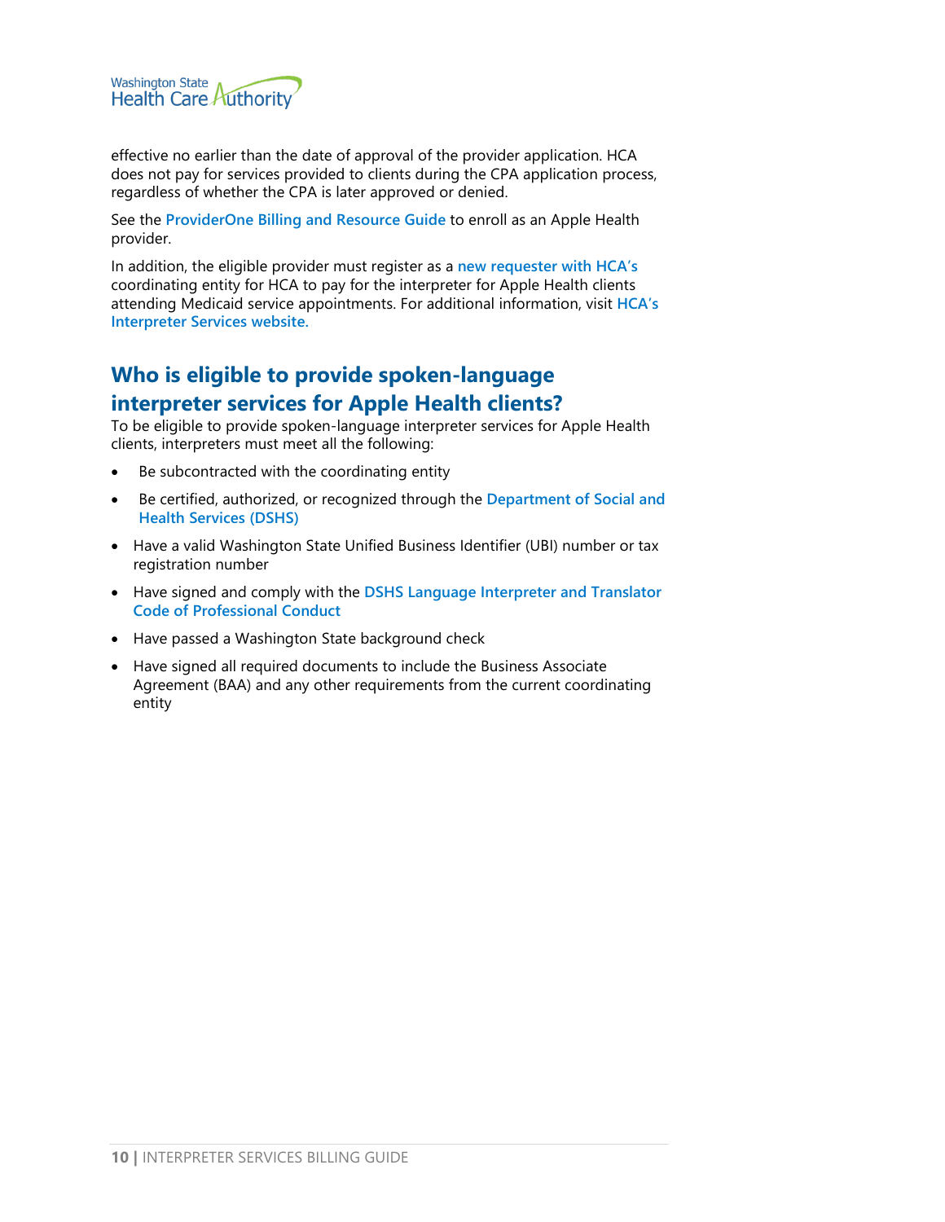effective no earlier than the date of approval of the provider application. HCA does not pay for services provided to clients during the CPA application process, regardless of whether the CPA is later approved or denied.

See the **ProviderOne Billing and Resource Guide** to enroll as an Apple Health provider.

In addition, the eligible provider must register as a **new requester with HCA's** coordinating entity for HCA to pay for the interpreter for Apple Health clients attending Medicaid service appointments. For additional information, visit **HCA's Interpreter Services website.**

## Who is eligible to provide spoken-language interpreter services for Apple Health clients?

To be eligible to provide spoken-language interpreter services for Apple Health clients, interpreters must meet all the following:

- Be subcontracted with the coordinating entity
- Be certified, authorized, or recognized through the **Department of Social and Health Services (DSHS)**
- Have a valid Washington State Unified Business Identifier (UBI) number or tax registration number
- Have signed and comply with the **DSHS Language Interpreter and Translator Code of Professional Conduct**
- Have passed a Washington State background check
- Have signed all required documents to include the Business Associate Agreement (BAA) and any other requirements from the current coordinating entity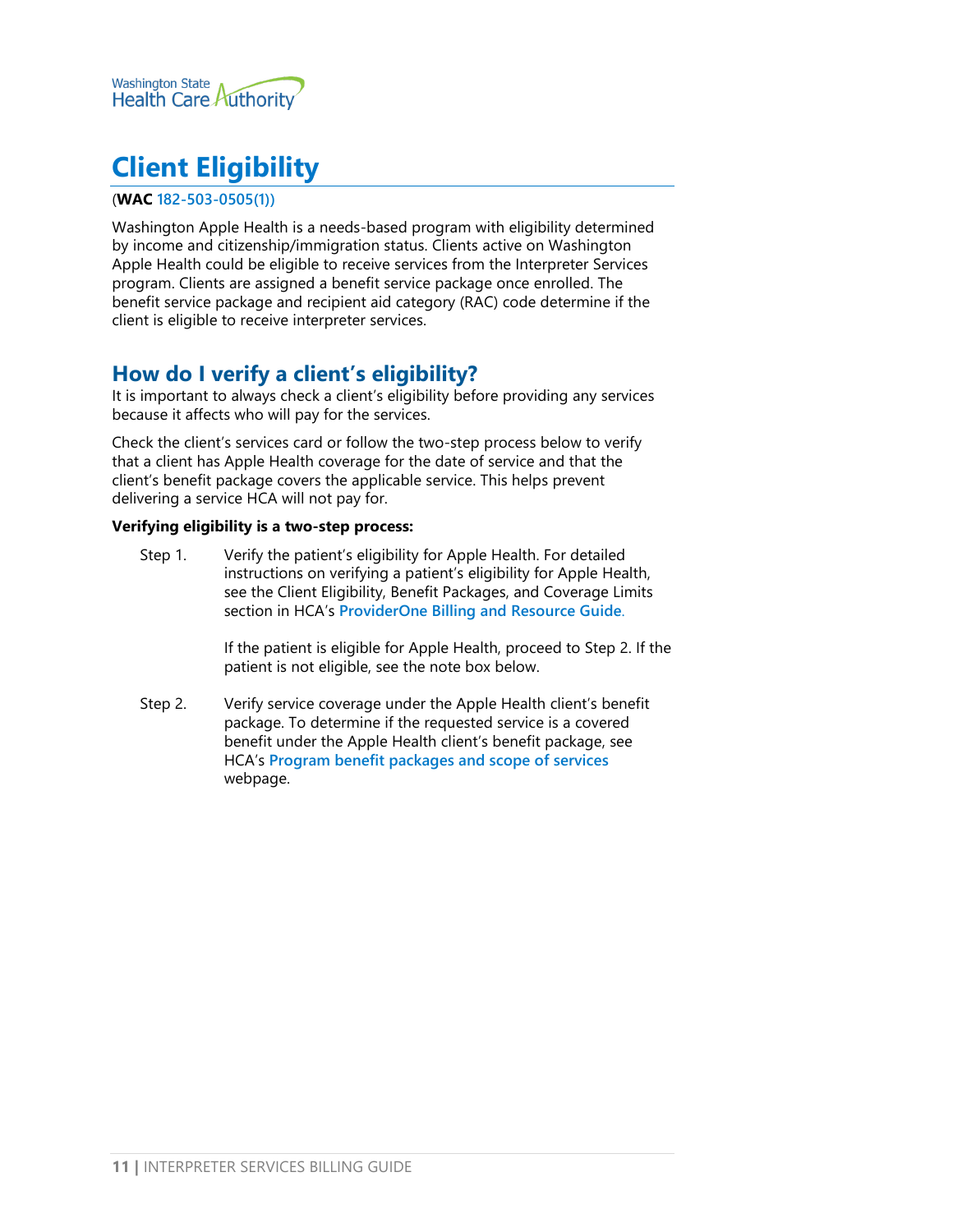# Client Eligibility

(**WAC** 182-503-0505(1))

Washington Apple Health is a needs-based program with eligibility determined by income and citizenship/immigration status. Clients active on Washington Apple Health could be eligible to receive services from the Interpreter Services program. Clients are assigned a benefit service package once enrolled. The benefit service package and recipient aid category (RAC) code determine if the client is eligible to receive interpreter services.

## How do I verify a client's eligibility?

It is important to always check a client's eligibility before providing any services because it affects who will pay for the services.

Check the client's services card or follow the two-step process below to verify that a client has Apple Health coverage for the date of service and that the client's benefit package covers the applicable service. This helps prevent delivering a service HCA will not pay for.

**Verifying eligibility is a two-step process:**

Step 1. Verify the patient's eligibility for Apple Health. For detailed instructions on verifying a patient's eligibility for Apple Health, see the Client Eligibility, Benefit Packages, and Coverage Limits section in HCA's **ProviderOne Billing and Resource Guide.**

If the patient is eligible for Apple Health, proceed to Step 2. If the patient is not eligible, see the note box below.

Step 2. Verify service coverage under the Apple Health client's benefit package. To determine if the requested service is a covered benefit under the Apple Health client's benefit package, see HCA's **Program benefit packages and scope of services** webpage.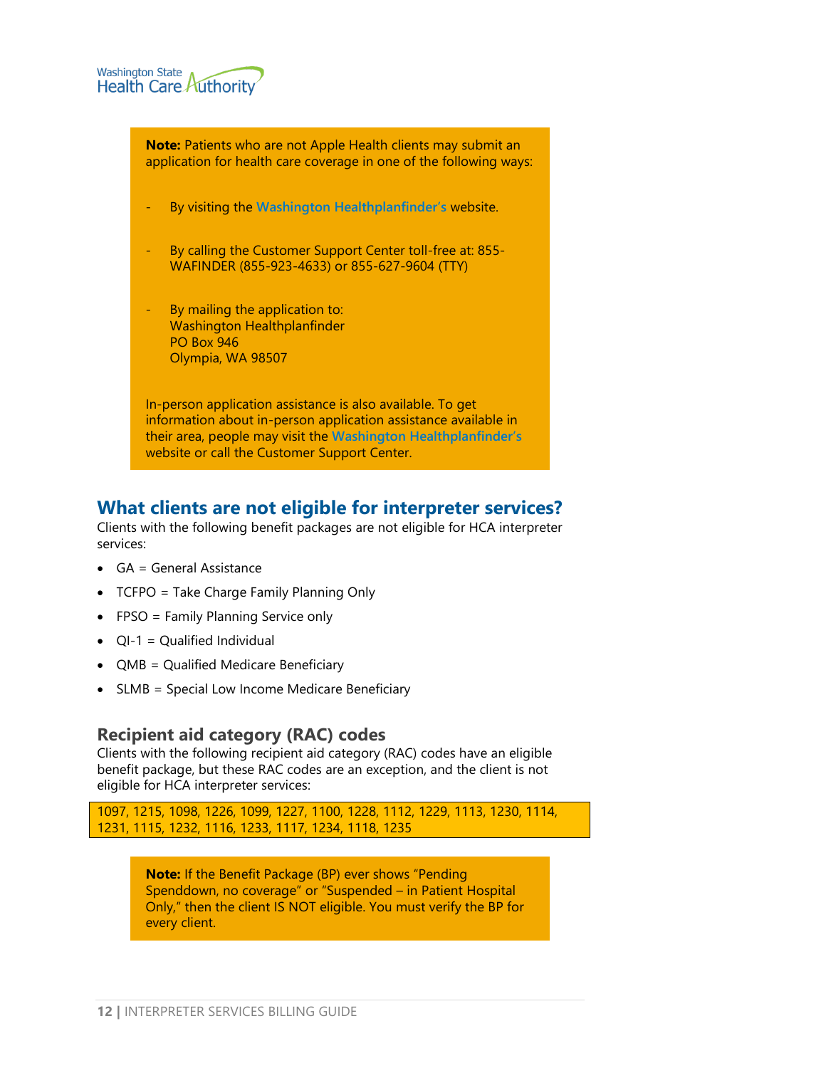**Note:** Patients who are not Apple Health clients may submit an application for health care coverage in one of the following ways:

- By visiting the Washington Healthplanfinder's website.
- By calling the Customer Support Center toll-free at: 855-WAFINDER (855-923-4633) or 855-627-9604 (TTY)
- By mailing the application to:
  Washington Healthplanfinder
  PO Box 946
  Olympia, WA 98507

In-person application assistance is also available. To get information about in-person application assistance available in their area, people may visit the Washington Healthplanfinder's website or call the Customer Support Center.

## What clients are not eligible for interpreter services?

Clients with the following benefit packages are not eligible for HCA interpreter services:

- GA = General Assistance
- TCFPO = Take Charge Family Planning Only
- FPSO = Family Planning Service only
- QI-1 = Qualified Individual
- QMB = Qualified Medicare Beneficiary
- SLMB = Special Low Income Medicare Beneficiary

### Recipient aid category (RAC) codes

Clients with the following recipient aid category (RAC) codes have an eligible benefit package, but these RAC codes are an exception, and the client is not eligible for HCA interpreter services:

1097, 1215, 1098, 1226, 1099, 1227, 1100, 1228, 1112, 1229, 1113, 1230, 1114, 1231, 1115, 1232, 1116, 1233, 1117, 1234, 1118, 1235

**Note:** If the Benefit Package (BP) ever shows "Pending Spenddown, no coverage" or "Suspended – in Patient Hospital Only," then the client IS NOT eligible. You must verify the BP for every client.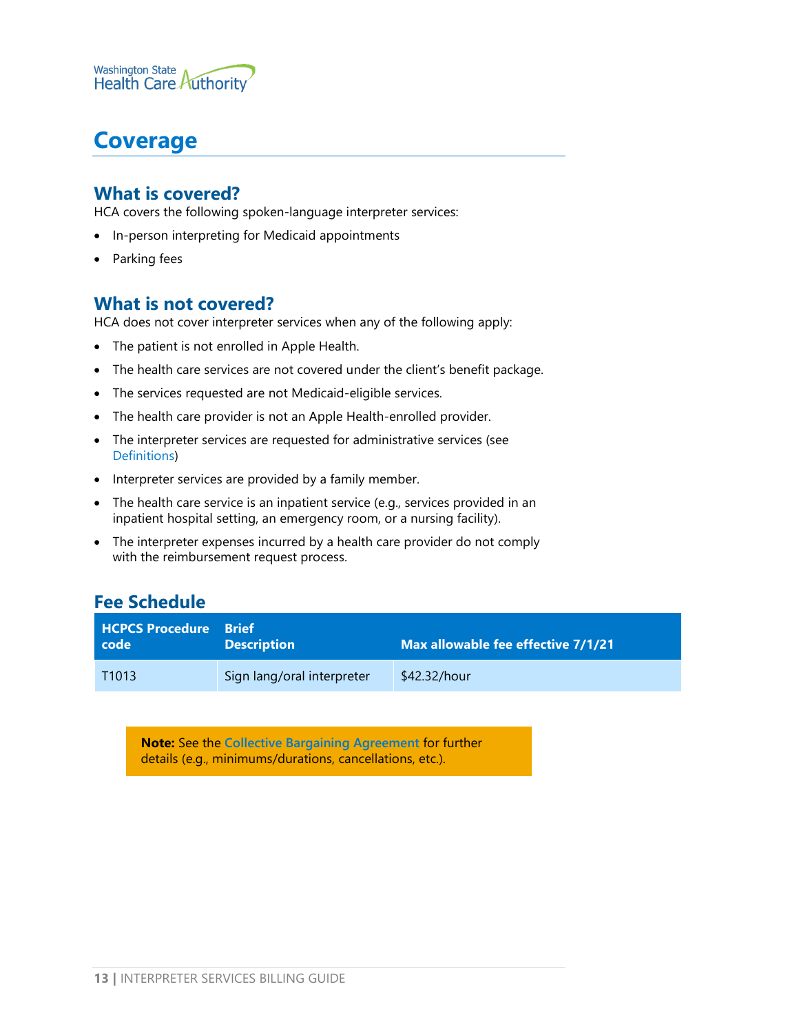# Coverage

## What is covered?

HCA covers the following spoken-language interpreter services:

- In-person interpreting for Medicaid appointments
- Parking fees

## What is not covered?

HCA does not cover interpreter services when any of the following apply:

- The patient is not enrolled in Apple Health.
- The health care services are not covered under the client's benefit package.
- The services requested are not Medicaid-eligible services.
- The health care provider is not an Apple Health-enrolled provider.
- The interpreter services are requested for administrative services (see Definitions)
- Interpreter services are provided by a family member.
- The health care service is an inpatient service (e.g., services provided in an inpatient hospital setting, an emergency room, or a nursing facility).
- The interpreter expenses incurred by a health care provider do not comply with the reimbursement request process.

## Fee Schedule

| HCPCS Procedure code | Brief Description | Max allowable fee effective 7/1/21 |
|---|---|---|
| T1013 | Sign lang/oral interpreter | $42.32/hour |

**Note:** See the Collective Bargaining Agreement for further details (e.g., minimums/durations, cancellations, etc.).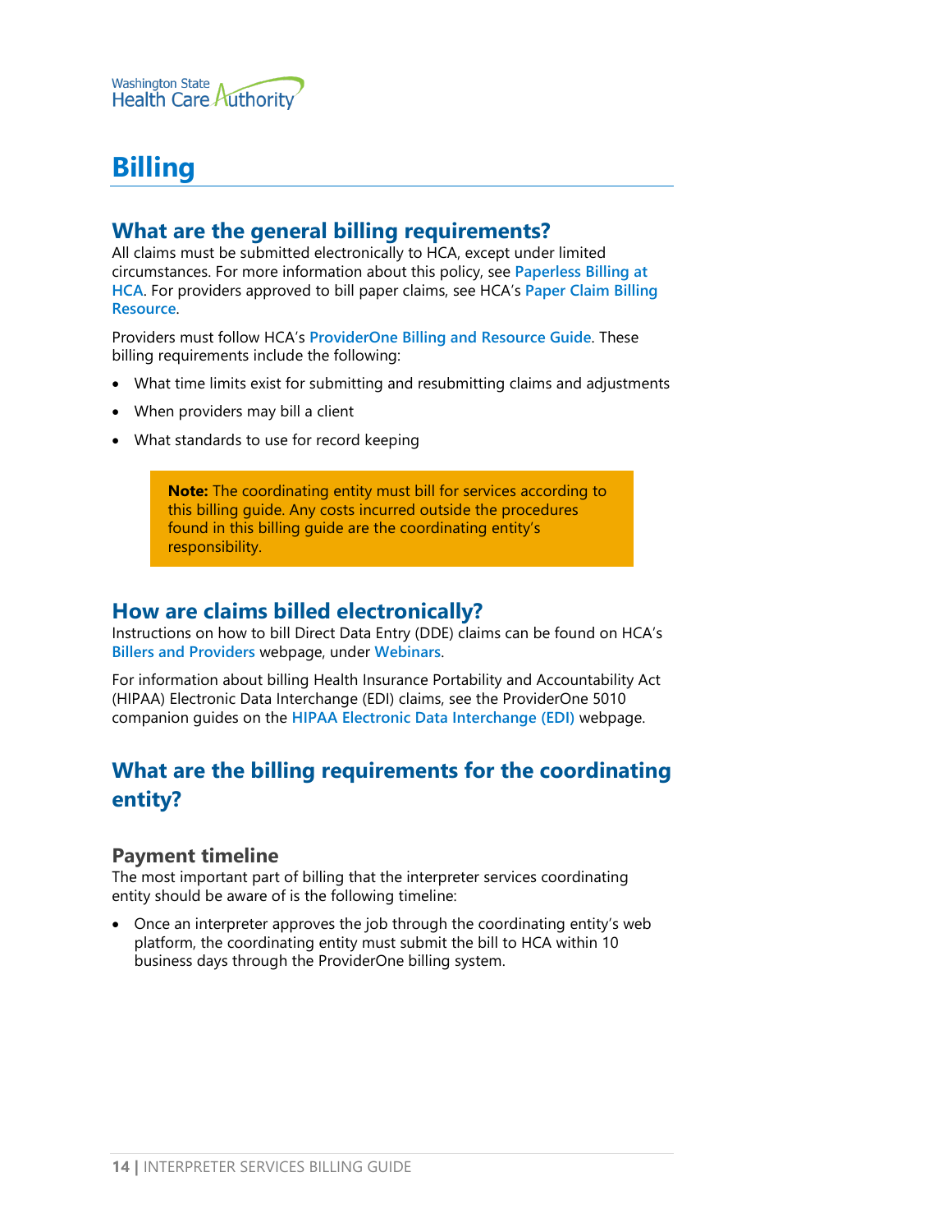# Billing

## What are the general billing requirements?

All claims must be submitted electronically to HCA, except under limited circumstances. For more information about this policy, see **Paperless Billing at HCA**. For providers approved to bill paper claims, see HCA's **Paper Claim Billing Resource**.

Providers must follow HCA's **ProviderOne Billing and Resource Guide**. These billing requirements include the following:

- What time limits exist for submitting and resubmitting claims and adjustments
- When providers may bill a client
- What standards to use for record keeping

> **Note:** The coordinating entity must bill for services according to this billing guide. Any costs incurred outside the procedures found in this billing guide are the coordinating entity's responsibility.

## How are claims billed electronically?

Instructions on how to bill Direct Data Entry (DDE) claims can be found on HCA's **Billers and Providers** webpage, under **Webinars**.

For information about billing Health Insurance Portability and Accountability Act (HIPAA) Electronic Data Interchange (EDI) claims, see the ProviderOne 5010 companion guides on the **HIPAA Electronic Data Interchange (EDI)** webpage.

## What are the billing requirements for the coordinating entity?

### Payment timeline

The most important part of billing that the interpreter services coordinating entity should be aware of is the following timeline:

- Once an interpreter approves the job through the coordinating entity's web platform, the coordinating entity must submit the bill to HCA within 10 business days through the ProviderOne billing system.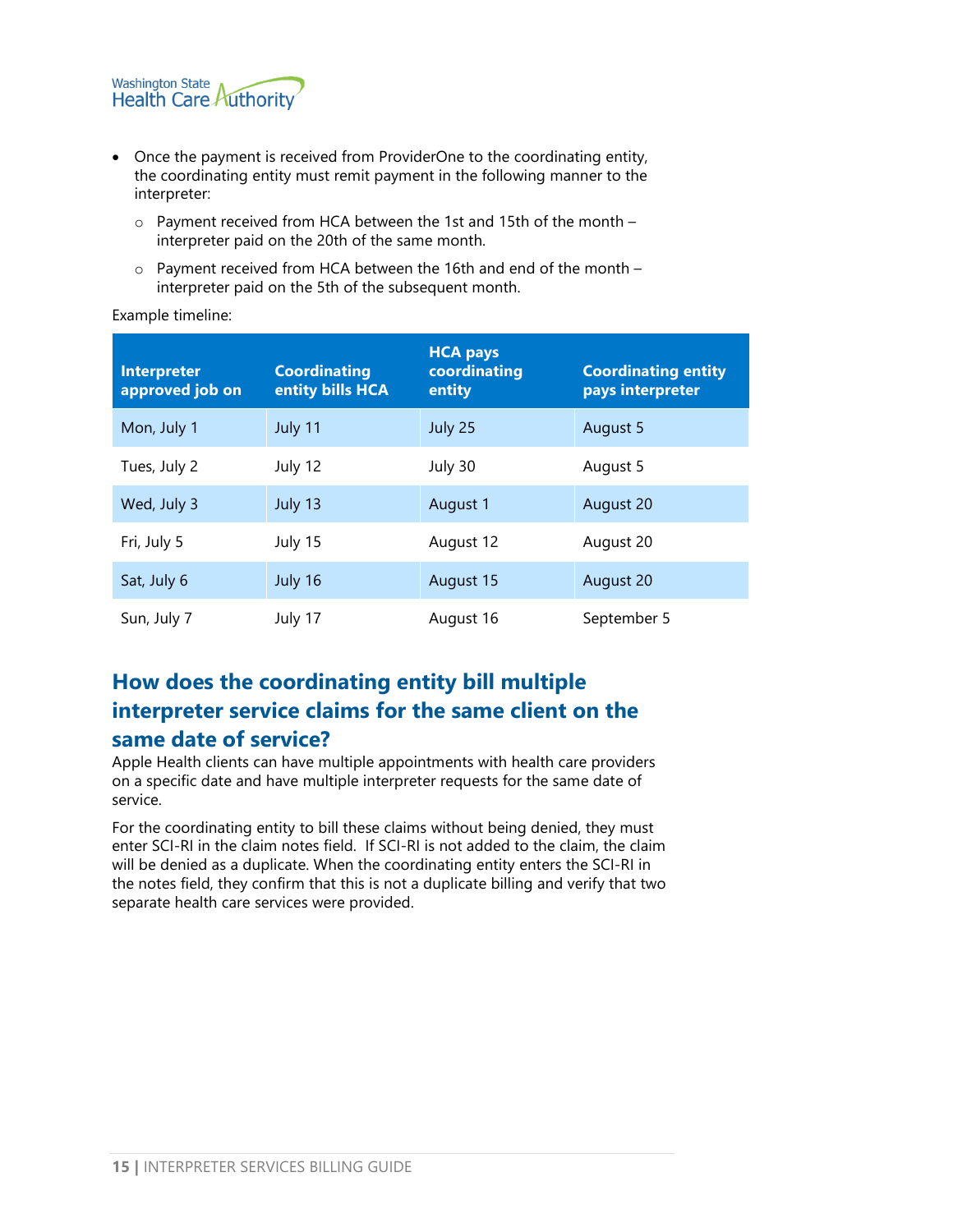- Once the payment is received from ProviderOne to the coordinating entity, the coordinating entity must remit payment in the following manner to the interpreter:
  - Payment received from HCA between the 1st and 15th of the month – interpreter paid on the 20th of the same month.
  - Payment received from HCA between the 16th and end of the month – interpreter paid on the 5th of the subsequent month.

Example timeline:

| Interpreter approved job on | Coordinating entity bills HCA | HCA pays coordinating entity | Coordinating entity pays interpreter |
|---|---|---|---|
| Mon, July 1 | July 11 | July 25 | August 5 |
| Tues, July 2 | July 12 | July 30 | August 5 |
| Wed, July 3 | July 13 | August 1 | August 20 |
| Fri, July 5 | July 15 | August 12 | August 20 |
| Sat, July 6 | July 16 | August 15 | August 20 |
| Sun, July 7 | July 17 | August 16 | September 5 |

## How does the coordinating entity bill multiple interpreter service claims for the same client on the same date of service?

Apple Health clients can have multiple appointments with health care providers on a specific date and have multiple interpreter requests for the same date of service.

For the coordinating entity to bill these claims without being denied, they must enter SCI-RI in the claim notes field. If SCI-RI is not added to the claim, the claim will be denied as a duplicate. When the coordinating entity enters the SCI-RI in the notes field, they confirm that this is not a duplicate billing and verify that two separate health care services were provided.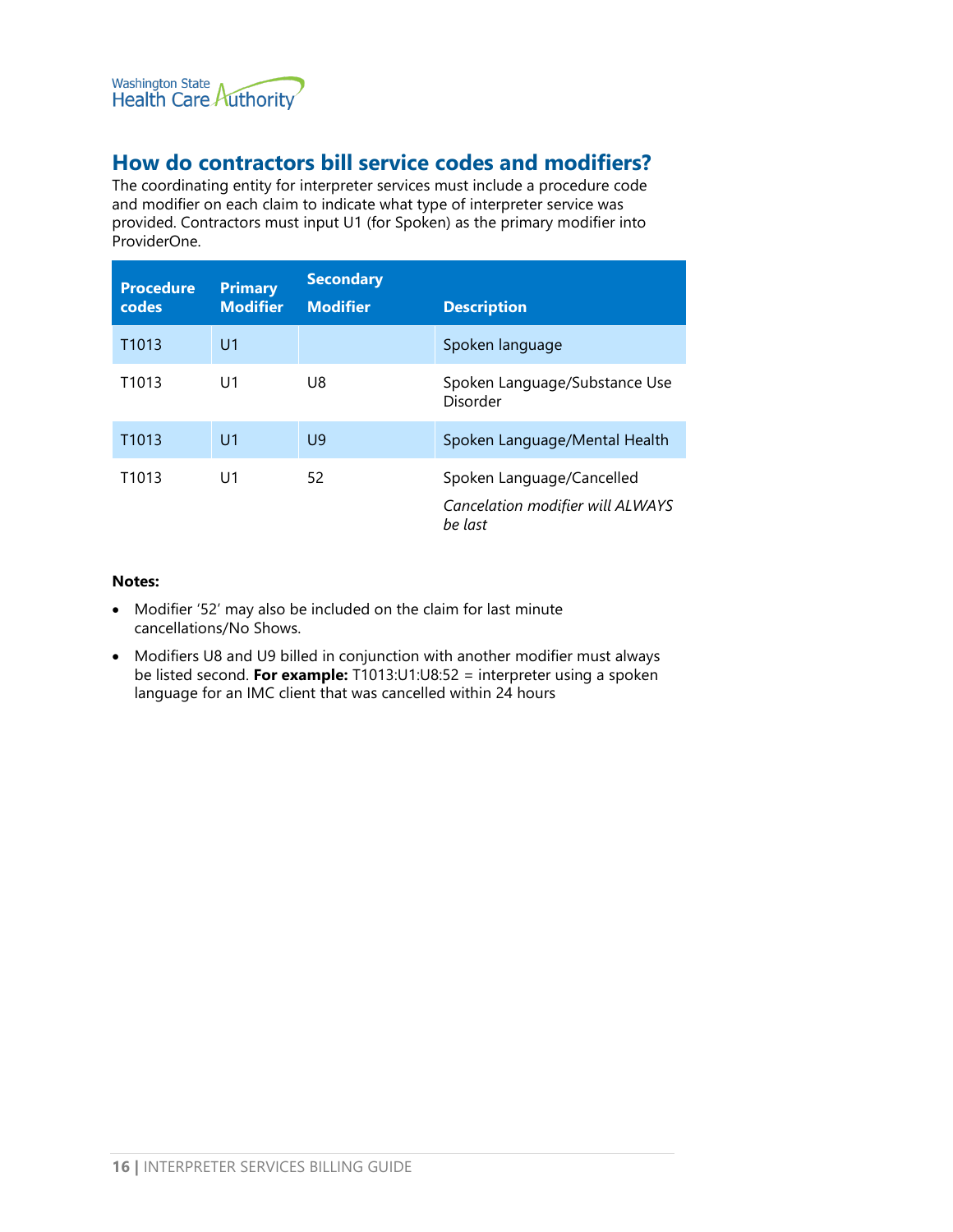## How do contractors bill service codes and modifiers?

The coordinating entity for interpreter services must include a procedure code and modifier on each claim to indicate what type of interpreter service was provided. Contractors must input U1 (for Spoken) as the primary modifier into ProviderOne.

| Procedure codes | Primary Modifier | Secondary Modifier | Description |
|---|---|---|---|
| T1013 | U1 | | Spoken language |
| T1013 | U1 | U8 | Spoken Language/Substance Use Disorder |
| T1013 | U1 | U9 | Spoken Language/Mental Health |
| T1013 | U1 | 52 | Spoken Language/Cancelled<br>*Cancelation modifier will ALWAYS be last* |

**Notes:**

- Modifier '52' may also be included on the claim for last minute cancellations/No Shows.
- Modifiers U8 and U9 billed in conjunction with another modifier must always be listed second. **For example:** T1013:U1:U8:52 = interpreter using a spoken language for an IMC client that was cancelled within 24 hours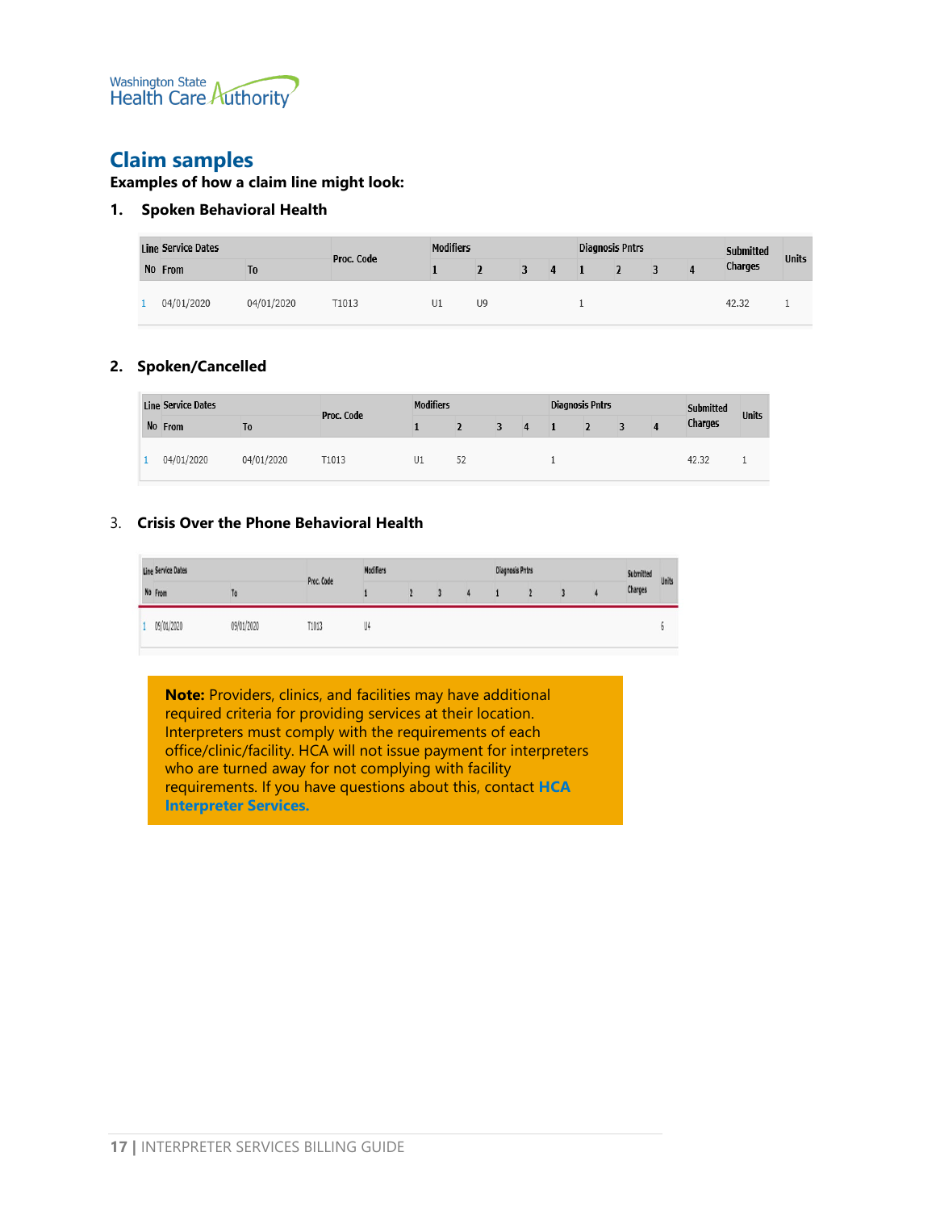## Claim samples

**Examples of how a claim line might look:**

1. **Spoken Behavioral Health**

| Line | Service Dates | | Proc. Code | Modifiers | | | | Diagnosis Pntrs | | | | Submitted Charges | Units |
|---|---|---|---|---|---|---|---|---|---|---|---|---|---|
| No | From | To | | 1 | 2 | 3 | 4 | 1 | 2 | 3 | 4 | | |
| 1 | 04/01/2020 | 04/01/2020 | T1013 | U1 | U9 | | | 1 | | | | 42.32 | 1 |

2. **Spoken/Cancelled**

| Line | Service Dates | | Proc. Code | Modifiers | | | | Diagnosis Pntrs | | | | Submitted Charges | Units |
|---|---|---|---|---|---|---|---|---|---|---|---|---|---|
| No | From | To | | 1 | 2 | 3 | 4 | 1 | 2 | 3 | 4 | | |
| 1 | 04/01/2020 | 04/01/2020 | T1013 | U1 | 52 | | | 1 | | | | 42.32 | 1 |

3. **Crisis Over the Phone Behavioral Health**

| Line | Service Dates | | Proc. Code | Modifiers | | | | Diagnosis Pntrs | | | | Submitted Charges | Units |
|---|---|---|---|---|---|---|---|---|---|---|---|---|---|
| No | From | To | | 1 | 2 | 3 | 4 | 1 | 2 | 3 | 4 | | |
| 1 | 09/01/2020 | 09/01/2020 | T1013 | U4 | | | | | | | | | 6 |

**Note:** Providers, clinics, and facilities may have additional required criteria for providing services at their location. Interpreters must comply with the requirements of each office/clinic/facility. HCA will not issue payment for interpreters who are turned away for not complying with facility requirements. If you have questions about this, contact **HCA Interpreter Services.**